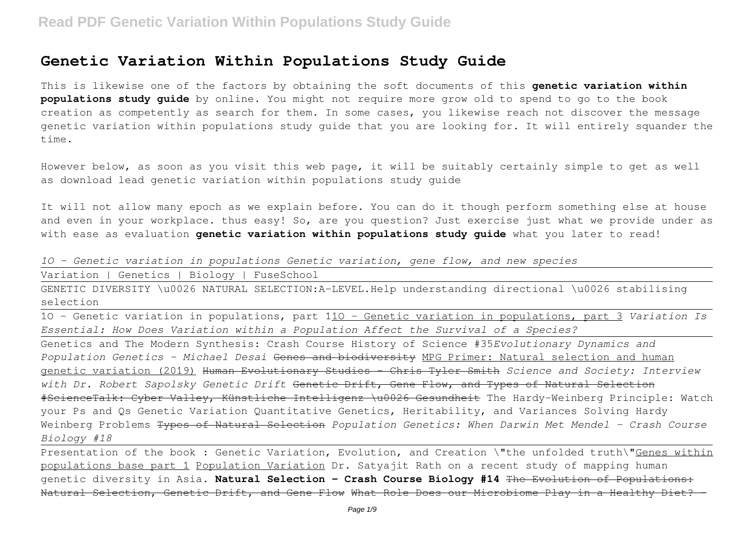# Genetic Variation Within Populations Study Guide

This is likewise one of the factors by obtaining the soft documents of this **genetic variation within populations study guide** by online. You might not require more grow old to spend to go to the book creation as competently as search for them. In some cases, you likewise reach not discover the message genetic variation within populations study guide that you are looking for. It will entirely squander the time.

However below, as soon as you visit this web page, it will be suitably certainly simple to get as well as download lead genetic variation within populations study guide

It will not allow many epoch as we explain before. You can do it though perform something else at house and even in your workplace. thus easy! So, are you question? Just exercise just what we provide under as with ease as evaluation **genetic variation within populations study guide** what you later to read!

*1O - Genetic variation in populations* *Genetic variation, gene flow, and new species*

Variation | Genetics | Biology | FuseSchool

GENETIC DIVERSITY \u0026 NATURAL SELECTION:A-LEVEL.Help understanding directional \u0026 stabilising selection

1O - Genetic variation in populations, part 1 1O - Genetic variation in populations, part 3 *Variation Is Essential: How Does Variation within a Population Affect the Survival of a Species?*

Genetics and The Modern Synthesis: Crash Course History of Science #35 *Evolutionary Dynamics and Population Genetics - Michael Desai* ~~Genes and biodiversity~~ MPG Primer: Natural selection and human genetic variation (2019) ~~Human Evolutionary Studies - Chris Tyler Smith~~ *Science and Society: Interview with Dr. Robert Sapolsky* *Genetic Drift* ~~Genetic Drift, Gene Flow, and Types of Natural Selection~~ ~~#ScienceTalk: Cyber Valley, Künstliche Intelligenz \u0026 Gesundheit~~ The Hardy-Weinberg Principle: Watch your Ps and Qs Genetic Variation Quantitative Genetics, Heritability, and Variances Solving Hardy Weinberg Problems ~~Types of Natural Selection~~ *Population Genetics: When Darwin Met Mendel - Crash Course Biology #18*

Presentation of the book : Genetic Variation, Evolution, and Creation \"the unfolded truth\" Genes within populations base part 1 Population Variation Dr. Satyajit Rath on a recent study of mapping human genetic diversity in Asia. **Natural Selection - Crash Course Biology #14** ~~The Evolution of Populations: Natural Selection, Genetic Drift, and Gene Flow~~ ~~What Role Does our Microbiome Play in a Healthy Diet? -~~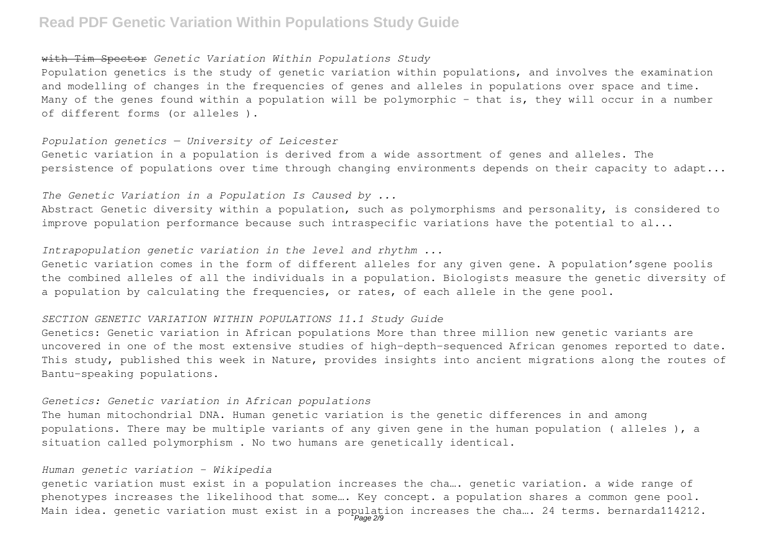~~with Tim Spector~~ *Genetic Variation Within Populations Study*

Population genetics is the study of genetic variation within populations, and involves the examination and modelling of changes in the frequencies of genes and alleles in populations over space and time. Many of the genes found within a population will be polymorphic - that is, they will occur in a number of different forms (or alleles ).

*Population genetics — University of Leicester*

Genetic variation in a population is derived from a wide assortment of genes and alleles. The persistence of populations over time through changing environments depends on their capacity to adapt...

*The Genetic Variation in a Population Is Caused by ...*

Abstract Genetic diversity within a population, such as polymorphisms and personality, is considered to improve population performance because such intraspecific variations have the potential to al...

*Intrapopulation genetic variation in the level and rhythm ...*

Genetic variation comes in the form of different alleles for any given gene. A population'sgene poolis the combined alleles of all the individuals in a population. Biologists measure the genetic diversity of a population by calculating the frequencies, or rates, of each allele in the gene pool.

*SECTION GENETIC VARIATION WITHIN POPULATIONS 11.1 Study Guide*

Genetics: Genetic variation in African populations More than three million new genetic variants are uncovered in one of the most extensive studies of high-depth-sequenced African genomes reported to date. This study, published this week in Nature, provides insights into ancient migrations along the routes of Bantu-speaking populations.

*Genetics: Genetic variation in African populations*

The human mitochondrial DNA. Human genetic variation is the genetic differences in and among populations. There may be multiple variants of any given gene in the human population ( alleles ), a situation called polymorphism . No two humans are genetically identical.

*Human genetic variation - Wikipedia*

genetic variation must exist in a population increases the cha…. genetic variation. a wide range of phenotypes increases the likelihood that some…. Key concept. a population shares a common gene pool. Main idea. genetic variation must exist in a population increases the cha…. 24 terms. bernarda114212.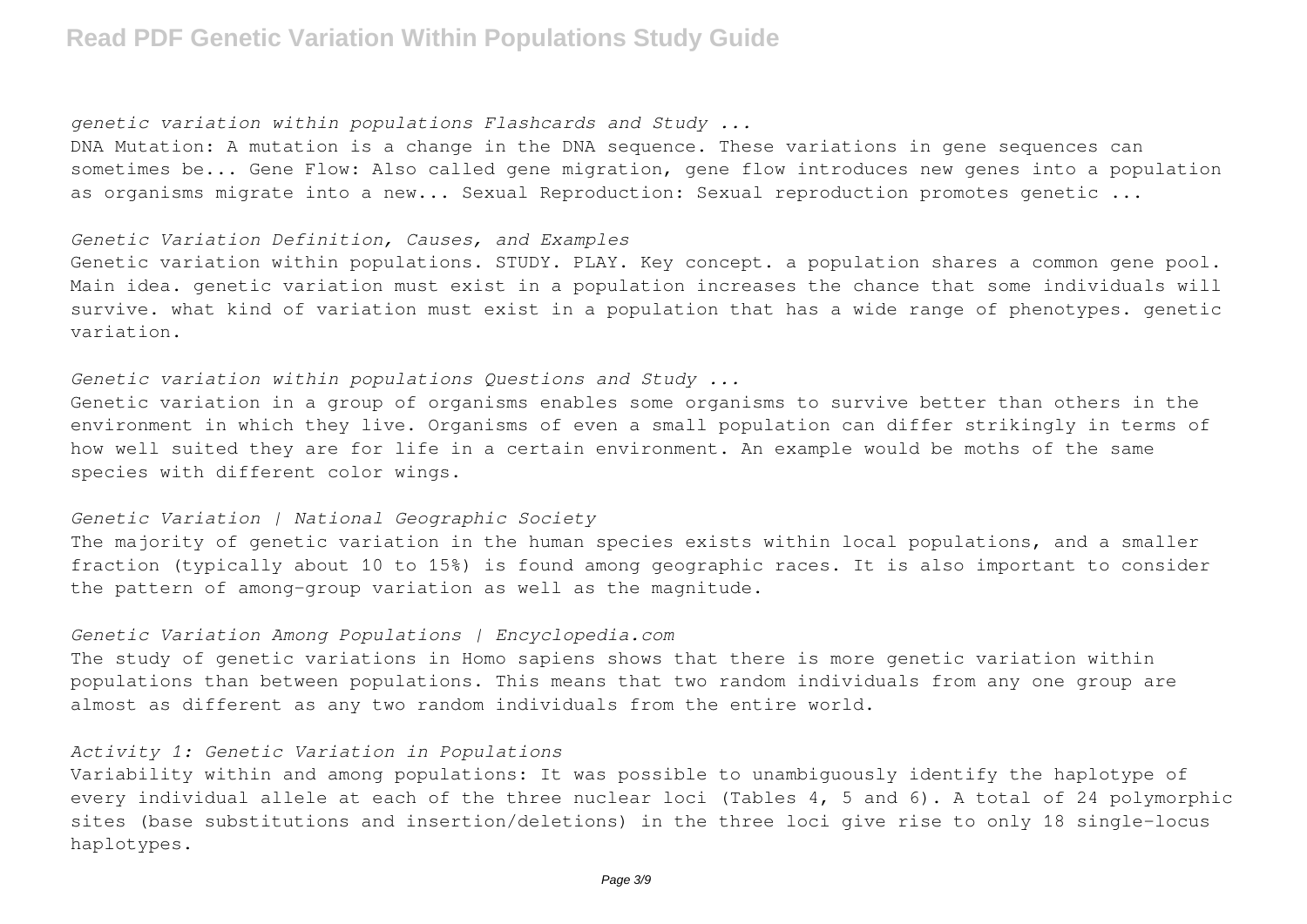*genetic variation within populations Flashcards and Study ...*

DNA Mutation: A mutation is a change in the DNA sequence. These variations in gene sequences can sometimes be... Gene Flow: Also called gene migration, gene flow introduces new genes into a population as organisms migrate into a new... Sexual Reproduction: Sexual reproduction promotes genetic ...

*Genetic Variation Definition, Causes, and Examples*

Genetic variation within populations. STUDY. PLAY. Key concept. a population shares a common gene pool. Main idea. genetic variation must exist in a population increases the chance that some individuals will survive. what kind of variation must exist in a population that has a wide range of phenotypes. genetic variation.

*Genetic variation within populations Questions and Study ...*

Genetic variation in a group of organisms enables some organisms to survive better than others in the environment in which they live. Organisms of even a small population can differ strikingly in terms of how well suited they are for life in a certain environment. An example would be moths of the same species with different color wings.

*Genetic Variation | National Geographic Society*

The majority of genetic variation in the human species exists within local populations, and a smaller fraction (typically about 10 to 15%) is found among geographic races. It is also important to consider the pattern of among-group variation as well as the magnitude.

*Genetic Variation Among Populations | Encyclopedia.com*

The study of genetic variations in Homo sapiens shows that there is more genetic variation within populations than between populations. This means that two random individuals from any one group are almost as different as any two random individuals from the entire world.

*Activity 1: Genetic Variation in Populations*

Variability within and among populations: It was possible to unambiguously identify the haplotype of every individual allele at each of the three nuclear loci (Tables 4, 5 and 6). A total of 24 polymorphic sites (base substitutions and insertion/deletions) in the three loci give rise to only 18 single-locus haplotypes.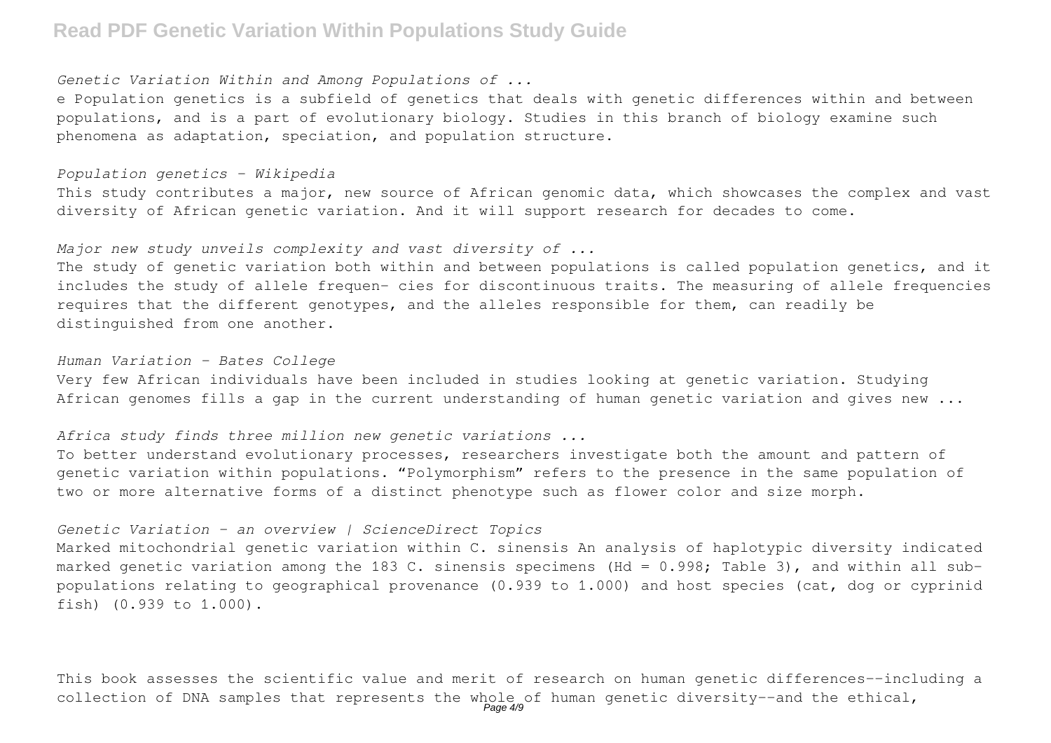*Genetic Variation Within and Among Populations of ...*

e Population genetics is a subfield of genetics that deals with genetic differences within and between populations, and is a part of evolutionary biology. Studies in this branch of biology examine such phenomena as adaptation, speciation, and population structure.

*Population genetics - Wikipedia*

This study contributes a major, new source of African genomic data, which showcases the complex and vast diversity of African genetic variation. And it will support research for decades to come.

*Major new study unveils complexity and vast diversity of ...*

The study of genetic variation both within and between populations is called population genetics, and it includes the study of allele frequen- cies for discontinuous traits. The measuring of allele frequencies requires that the different genotypes, and the alleles responsible for them, can readily be distinguished from one another.

*Human Variation - Bates College*

Very few African individuals have been included in studies looking at genetic variation. Studying African genomes fills a gap in the current understanding of human genetic variation and gives new ...

*Africa study finds three million new genetic variations ...*

To better understand evolutionary processes, researchers investigate both the amount and pattern of genetic variation within populations. “Polymorphism” refers to the presence in the same population of two or more alternative forms of a distinct phenotype such as flower color and size morph.

*Genetic Variation - an overview | ScienceDirect Topics*

Marked mitochondrial genetic variation within C. sinensis An analysis of haplotypic diversity indicated marked genetic variation among the 183 C. sinensis specimens (Hd = 0.998; Table 3), and within all sub-populations relating to geographical provenance (0.939 to 1.000) and host species (cat, dog or cyprinid fish) (0.939 to 1.000).

This book assesses the scientific value and merit of research on human genetic differences--including a collection of DNA samples that represents the whole of human genetic diversity--and the ethical,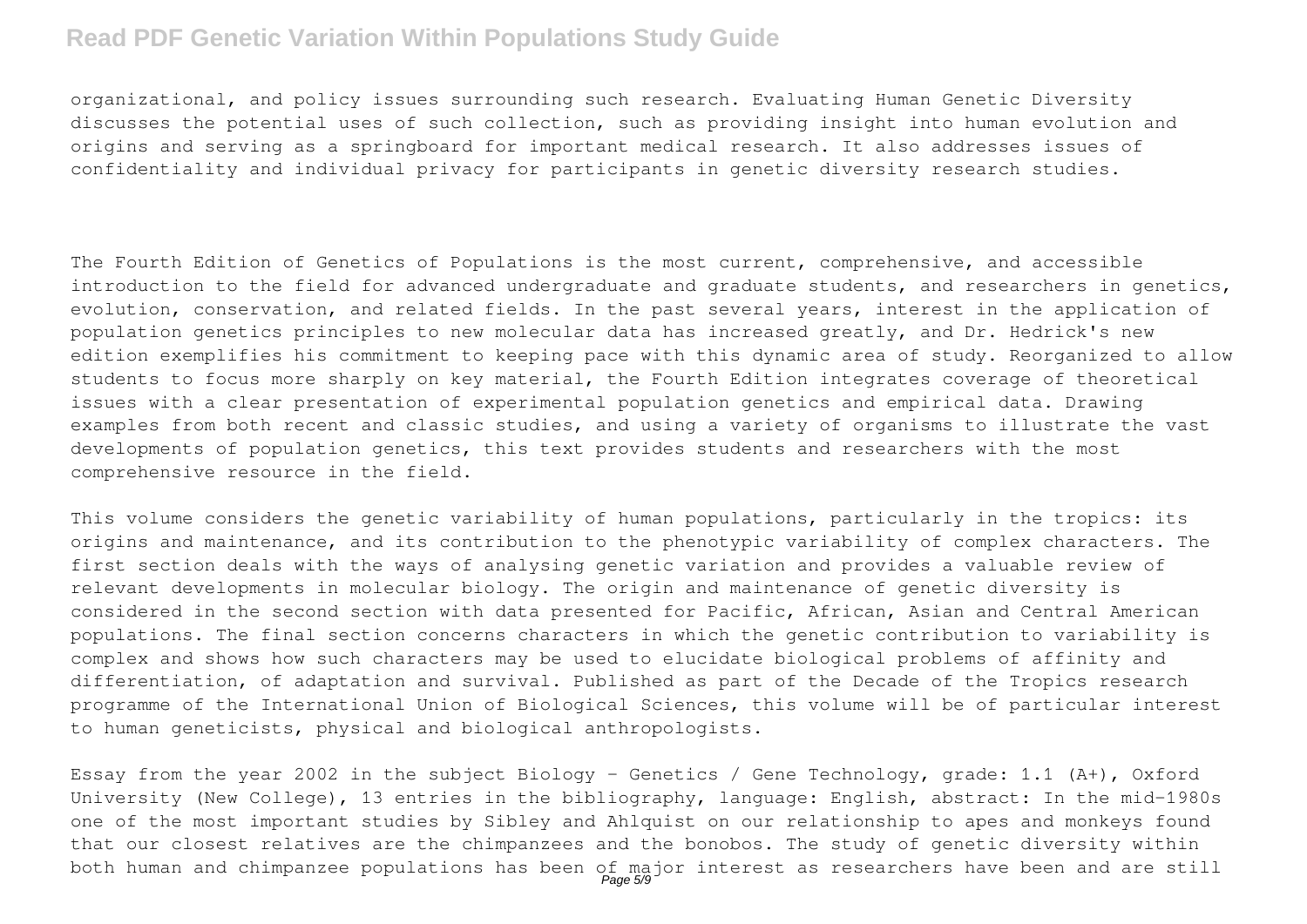organizational, and policy issues surrounding such research. Evaluating Human Genetic Diversity discusses the potential uses of such collection, such as providing insight into human evolution and origins and serving as a springboard for important medical research. It also addresses issues of confidentiality and individual privacy for participants in genetic diversity research studies.

The Fourth Edition of Genetics of Populations is the most current, comprehensive, and accessible introduction to the field for advanced undergraduate and graduate students, and researchers in genetics, evolution, conservation, and related fields. In the past several years, interest in the application of population genetics principles to new molecular data has increased greatly, and Dr. Hedrick's new edition exemplifies his commitment to keeping pace with this dynamic area of study. Reorganized to allow students to focus more sharply on key material, the Fourth Edition integrates coverage of theoretical issues with a clear presentation of experimental population genetics and empirical data. Drawing examples from both recent and classic studies, and using a variety of organisms to illustrate the vast developments of population genetics, this text provides students and researchers with the most comprehensive resource in the field.

This volume considers the genetic variability of human populations, particularly in the tropics: its origins and maintenance, and its contribution to the phenotypic variability of complex characters. The first section deals with the ways of analysing genetic variation and provides a valuable review of relevant developments in molecular biology. The origin and maintenance of genetic diversity is considered in the second section with data presented for Pacific, African, Asian and Central American populations. The final section concerns characters in which the genetic contribution to variability is complex and shows how such characters may be used to elucidate biological problems of affinity and differentiation, of adaptation and survival. Published as part of the Decade of the Tropics research programme of the International Union of Biological Sciences, this volume will be of particular interest to human geneticists, physical and biological anthropologists.

Essay from the year 2002 in the subject Biology - Genetics / Gene Technology, grade: 1.1 (A+), Oxford University (New College), 13 entries in the bibliography, language: English, abstract: In the mid-1980s one of the most important studies by Sibley and Ahlquist on our relationship to apes and monkeys found that our closest relatives are the chimpanzees and the bonobos. The study of genetic diversity within both human and chimpanzee populations has been of major interest as researchers have been and are still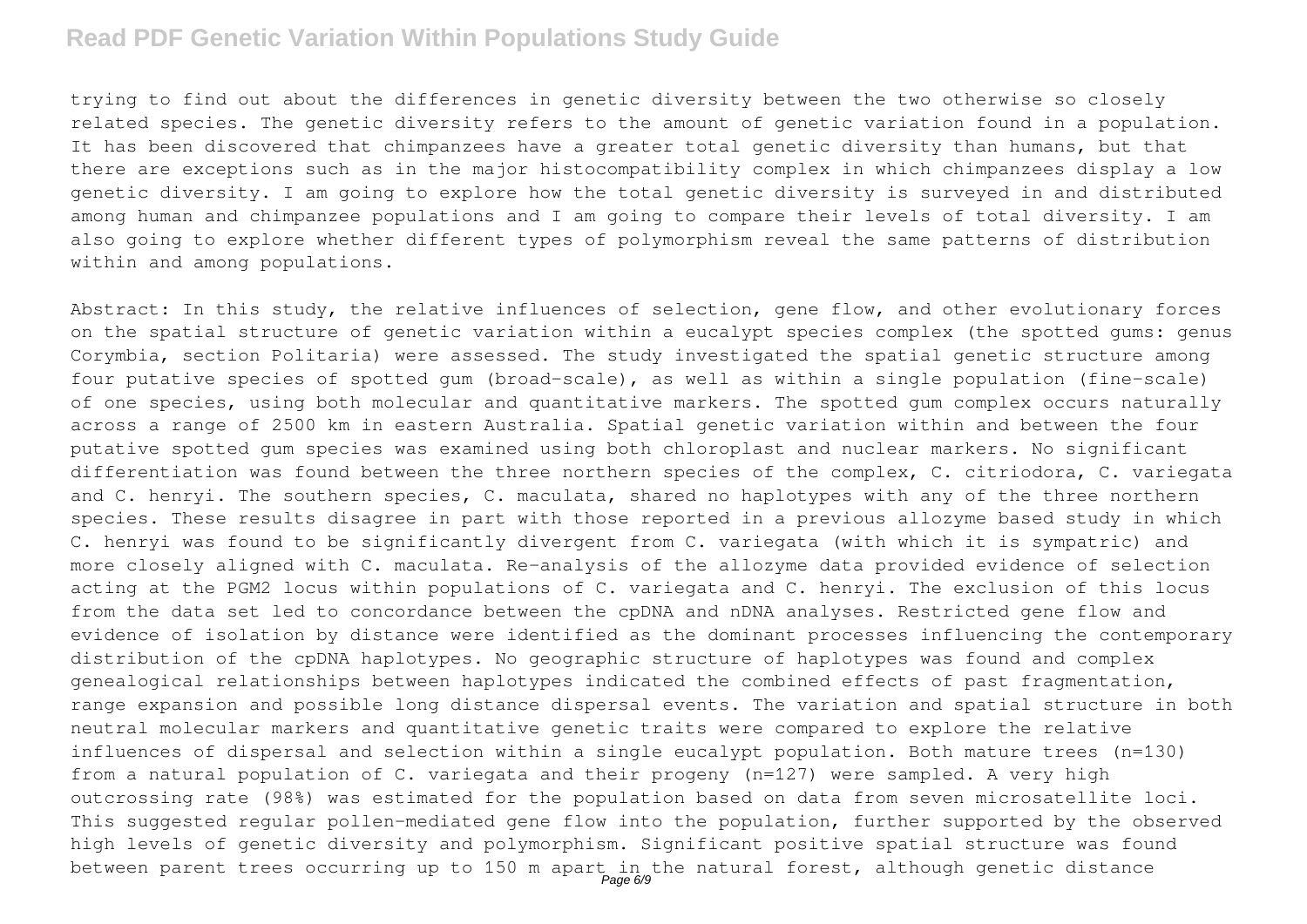trying to find out about the differences in genetic diversity between the two otherwise so closely related species. The genetic diversity refers to the amount of genetic variation found in a population. It has been discovered that chimpanzees have a greater total genetic diversity than humans, but that there are exceptions such as in the major histocompatibility complex in which chimpanzees display a low genetic diversity. I am going to explore how the total genetic diversity is surveyed in and distributed among human and chimpanzee populations and I am going to compare their levels of total diversity. I am also going to explore whether different types of polymorphism reveal the same patterns of distribution within and among populations.

Abstract: In this study, the relative influences of selection, gene flow, and other evolutionary forces on the spatial structure of genetic variation within a eucalypt species complex (the spotted gums: genus Corymbia, section Politaria) were assessed. The study investigated the spatial genetic structure among four putative species of spotted gum (broad-scale), as well as within a single population (fine-scale) of one species, using both molecular and quantitative markers. The spotted gum complex occurs naturally across a range of 2500 km in eastern Australia. Spatial genetic variation within and between the four putative spotted gum species was examined using both chloroplast and nuclear markers. No significant differentiation was found between the three northern species of the complex, C. citriodora, C. variegata and C. henryi. The southern species, C. maculata, shared no haplotypes with any of the three northern species. These results disagree in part with those reported in a previous allozyme based study in which C. henryi was found to be significantly divergent from C. variegata (with which it is sympatric) and more closely aligned with C. maculata. Re-analysis of the allozyme data provided evidence of selection acting at the PGM2 locus within populations of C. variegata and C. henryi. The exclusion of this locus from the data set led to concordance between the cpDNA and nDNA analyses. Restricted gene flow and evidence of isolation by distance were identified as the dominant processes influencing the contemporary distribution of the cpDNA haplotypes. No geographic structure of haplotypes was found and complex genealogical relationships between haplotypes indicated the combined effects of past fragmentation, range expansion and possible long distance dispersal events. The variation and spatial structure in both neutral molecular markers and quantitative genetic traits were compared to explore the relative influences of dispersal and selection within a single eucalypt population. Both mature trees (n=130) from a natural population of C. variegata and their progeny (n=127) were sampled. A very high outcrossing rate (98%) was estimated for the population based on data from seven microsatellite loci. This suggested regular pollen-mediated gene flow into the population, further supported by the observed high levels of genetic diversity and polymorphism. Significant positive spatial structure was found between parent trees occurring up to 150 m apart in the natural forest, although genetic distance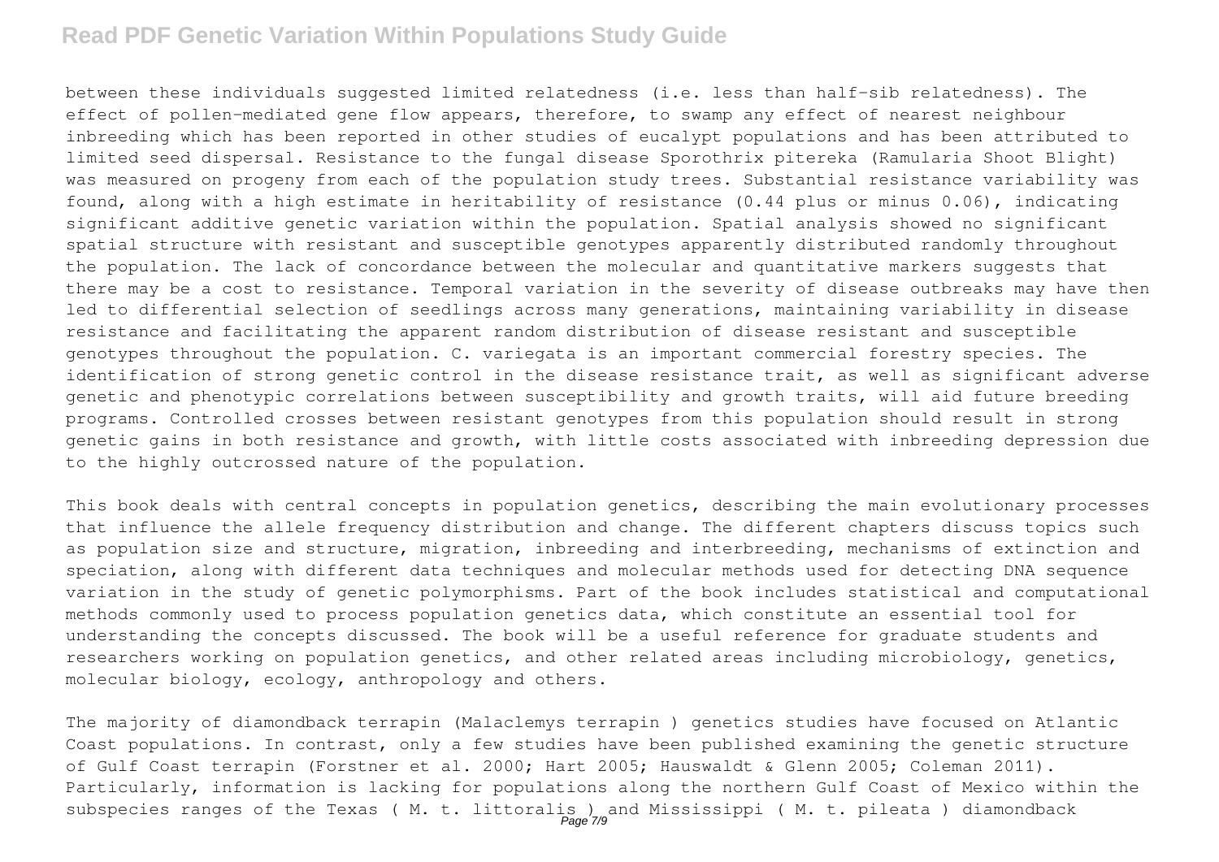between these individuals suggested limited relatedness (i.e. less than half-sib relatedness). The effect of pollen-mediated gene flow appears, therefore, to swamp any effect of nearest neighbour inbreeding which has been reported in other studies of eucalypt populations and has been attributed to limited seed dispersal. Resistance to the fungal disease Sporothrix pitereka (Ramularia Shoot Blight) was measured on progeny from each of the population study trees. Substantial resistance variability was found, along with a high estimate in heritability of resistance (0.44 plus or minus 0.06), indicating significant additive genetic variation within the population. Spatial analysis showed no significant spatial structure with resistant and susceptible genotypes apparently distributed randomly throughout the population. The lack of concordance between the molecular and quantitative markers suggests that there may be a cost to resistance. Temporal variation in the severity of disease outbreaks may have then led to differential selection of seedlings across many generations, maintaining variability in disease resistance and facilitating the apparent random distribution of disease resistant and susceptible genotypes throughout the population. C. variegata is an important commercial forestry species. The identification of strong genetic control in the disease resistance trait, as well as significant adverse genetic and phenotypic correlations between susceptibility and growth traits, will aid future breeding programs. Controlled crosses between resistant genotypes from this population should result in strong genetic gains in both resistance and growth, with little costs associated with inbreeding depression due to the highly outcrossed nature of the population.

This book deals with central concepts in population genetics, describing the main evolutionary processes that influence the allele frequency distribution and change. The different chapters discuss topics such as population size and structure, migration, inbreeding and interbreeding, mechanisms of extinction and speciation, along with different data techniques and molecular methods used for detecting DNA sequence variation in the study of genetic polymorphisms. Part of the book includes statistical and computational methods commonly used to process population genetics data, which constitute an essential tool for understanding the concepts discussed. The book will be a useful reference for graduate students and researchers working on population genetics, and other related areas including microbiology, genetics, molecular biology, ecology, anthropology and others.

The majority of diamondback terrapin (Malaclemys terrapin ) genetics studies have focused on Atlantic Coast populations. In contrast, only a few studies have been published examining the genetic structure of Gulf Coast terrapin (Forstner et al. 2000; Hart 2005; Hauswaldt & Glenn 2005; Coleman 2011). Particularly, information is lacking for populations along the northern Gulf Coast of Mexico within the subspecies ranges of the Texas ( M. t. littoralis ) and Mississippi ( M. t. pileata ) diamondback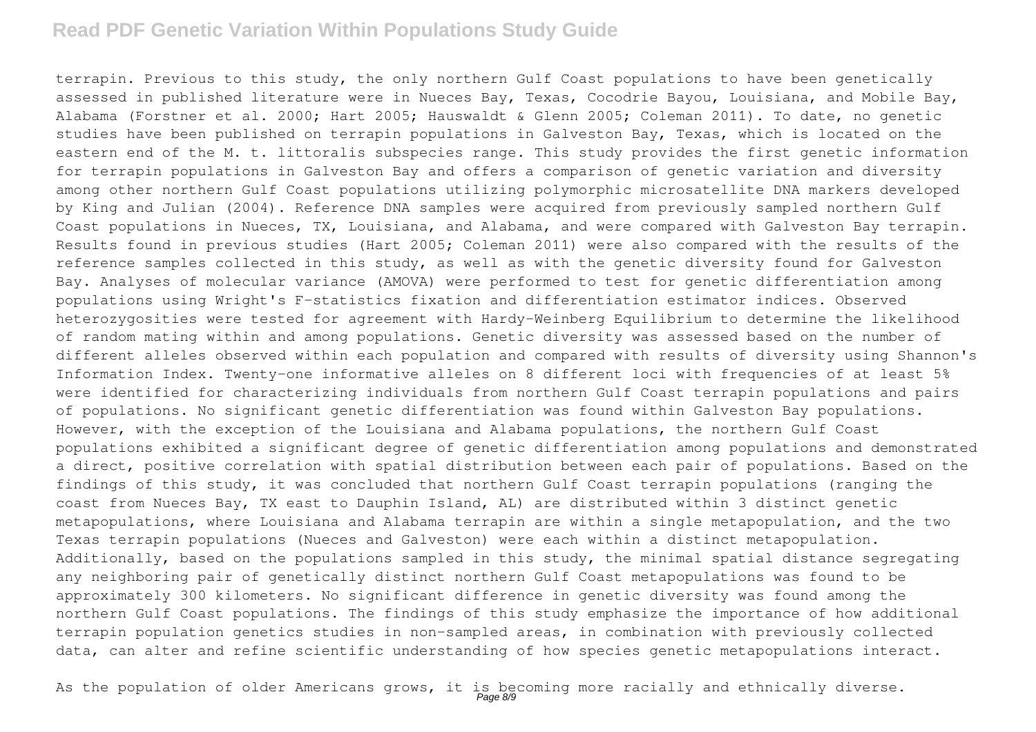terrapin. Previous to this study, the only northern Gulf Coast populations to have been genetically assessed in published literature were in Nueces Bay, Texas, Cocodrie Bayou, Louisiana, and Mobile Bay, Alabama (Forstner et al. 2000; Hart 2005; Hauswaldt & Glenn 2005; Coleman 2011). To date, no genetic studies have been published on terrapin populations in Galveston Bay, Texas, which is located on the eastern end of the M. t. littoralis subspecies range. This study provides the first genetic information for terrapin populations in Galveston Bay and offers a comparison of genetic variation and diversity among other northern Gulf Coast populations utilizing polymorphic microsatellite DNA markers developed by King and Julian (2004). Reference DNA samples were acquired from previously sampled northern Gulf Coast populations in Nueces, TX, Louisiana, and Alabama, and were compared with Galveston Bay terrapin. Results found in previous studies (Hart 2005; Coleman 2011) were also compared with the results of the reference samples collected in this study, as well as with the genetic diversity found for Galveston Bay. Analyses of molecular variance (AMOVA) were performed to test for genetic differentiation among populations using Wright's F-statistics fixation and differentiation estimator indices. Observed heterozygosities were tested for agreement with Hardy-Weinberg Equilibrium to determine the likelihood of random mating within and among populations. Genetic diversity was assessed based on the number of different alleles observed within each population and compared with results of diversity using Shannon's Information Index. Twenty-one informative alleles on 8 different loci with frequencies of at least 5% were identified for characterizing individuals from northern Gulf Coast terrapin populations and pairs of populations. No significant genetic differentiation was found within Galveston Bay populations. However, with the exception of the Louisiana and Alabama populations, the northern Gulf Coast populations exhibited a significant degree of genetic differentiation among populations and demonstrated a direct, positive correlation with spatial distribution between each pair of populations. Based on the findings of this study, it was concluded that northern Gulf Coast terrapin populations (ranging the coast from Nueces Bay, TX east to Dauphin Island, AL) are distributed within 3 distinct genetic metapopulations, where Louisiana and Alabama terrapin are within a single metapopulation, and the two Texas terrapin populations (Nueces and Galveston) were each within a distinct metapopulation. Additionally, based on the populations sampled in this study, the minimal spatial distance segregating any neighboring pair of genetically distinct northern Gulf Coast metapopulations was found to be approximately 300 kilometers. No significant difference in genetic diversity was found among the northern Gulf Coast populations. The findings of this study emphasize the importance of how additional terrapin population genetics studies in non-sampled areas, in combination with previously collected data, can alter and refine scientific understanding of how species genetic metapopulations interact.

As the population of older Americans grows, it is becoming more racially and ethnically diverse.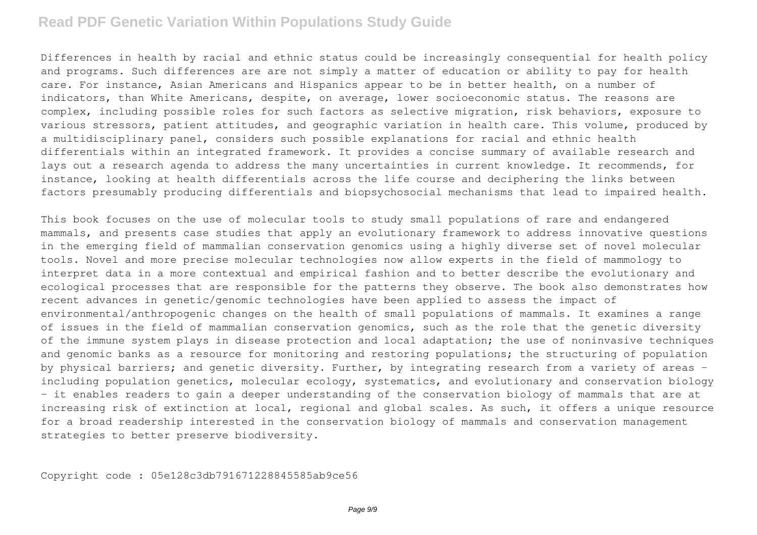Differences in health by racial and ethnic status could be increasingly consequential for health policy and programs. Such differences are are not simply a matter of education or ability to pay for health care. For instance, Asian Americans and Hispanics appear to be in better health, on a number of indicators, than White Americans, despite, on average, lower socioeconomic status. The reasons are complex, including possible roles for such factors as selective migration, risk behaviors, exposure to various stressors, patient attitudes, and geographic variation in health care. This volume, produced by a multidisciplinary panel, considers such possible explanations for racial and ethnic health differentials within an integrated framework. It provides a concise summary of available research and lays out a research agenda to address the many uncertainties in current knowledge. It recommends, for instance, looking at health differentials across the life course and deciphering the links between factors presumably producing differentials and biopsychosocial mechanisms that lead to impaired health.

This book focuses on the use of molecular tools to study small populations of rare and endangered mammals, and presents case studies that apply an evolutionary framework to address innovative questions in the emerging field of mammalian conservation genomics using a highly diverse set of novel molecular tools. Novel and more precise molecular technologies now allow experts in the field of mammology to interpret data in a more contextual and empirical fashion and to better describe the evolutionary and ecological processes that are responsible for the patterns they observe. The book also demonstrates how recent advances in genetic/genomic technologies have been applied to assess the impact of environmental/anthropogenic changes on the health of small populations of mammals. It examines a range of issues in the field of mammalian conservation genomics, such as the role that the genetic diversity of the immune system plays in disease protection and local adaptation; the use of noninvasive techniques and genomic banks as a resource for monitoring and restoring populations; the structuring of population by physical barriers; and genetic diversity. Further, by integrating research from a variety of areas – including population genetics, molecular ecology, systematics, and evolutionary and conservation biology – it enables readers to gain a deeper understanding of the conservation biology of mammals that are at increasing risk of extinction at local, regional and global scales. As such, it offers a unique resource for a broad readership interested in the conservation biology of mammals and conservation management strategies to better preserve biodiversity.

Copyright code : 05e128c3db791671228845585ab9ce56